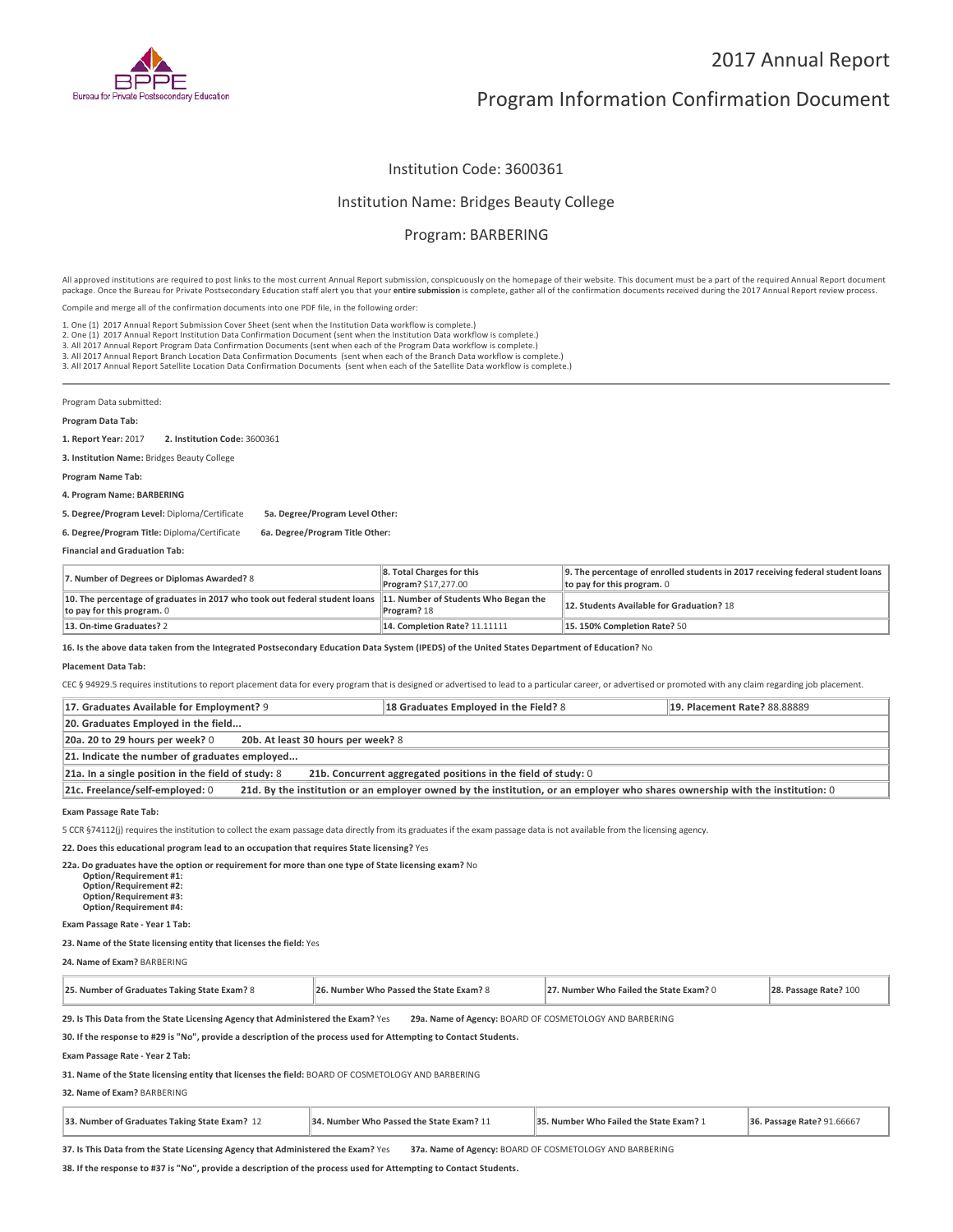# 2017 Annual Report

# Program Information Confirmation Document

Institution Code: 3600361

Institution Name: Bridges Beauty College

Program: BARBERING

All approved institutions are required to post links to the most current Annual Report submission, conspicuously on the homepage of their website. This document must be a part of the required Annual Report document package. Once the Bureau for Private Postsecondary Education staff alert you that your **entire submission** is complete, gather all of the confirmation documents received during the 2017 Annual Report review process.

Compile and merge all of the confirmation documents into one PDF file, in the following order:

1. One (1) 2017 Annual Report Submission Cover Sheet (sent when the Institution Data workflow is complete.)
2. One (1) 2017 Annual Report Institution Data Confirmation Document (sent when the Institution Data workflow is complete.)
3. All 2017 Annual Report Program Data Confirmation Documents (sent when each of the Program Data workflow is complete.)
3. All 2017 Annual Report Branch Location Data Confirmation Documents (sent when each of the Branch Data workflow is complete.)
3. All 2017 Annual Report Satellite Location Data Confirmation Documents (sent when each of the Satellite Data workflow is complete.)

---

Program Data submitted:

**Program Data Tab:**

**1. Report Year:** 2017 **2. Institution Code:** 3600361

**3. Institution Name:** Bridges Beauty College

**Program Name Tab:**

**4. Program Name: BARBERING**

**5. Degree/Program Level:** Diploma/Certificate **5a. Degree/Program Level Other:**

**6. Degree/Program Title:** Diploma/Certificate **6a. Degree/Program Title Other:**

**Financial and Graduation Tab:**

| | | |
|---|---|---|
| **7. Number of Degrees or Diplomas Awarded?** 8 | **8. Total Charges for this Program?** $17,277.00 | **9. The percentage of enrolled students in 2017 receiving federal student loans to pay for this program.** 0 |
| **10. The percentage of graduates in 2017 who took out federal student loans to pay for this program.** 0 | **11. Number of Students Who Began the Program?** 18 | **12. Students Available for Graduation?** 18 |
| **13. On-time Graduates?** 2 | **14. Completion Rate?** 11.11111 | **15. 150% Completion Rate?** 50 |

**16. Is the above data taken from the Integrated Postsecondary Education Data System (IPEDS) of the United States Department of Education?** No

**Placement Data Tab:**

CEC § 94929.5 requires institutions to report placement data for every program that is designed or advertised to lead to a particular career, or advertised or promoted with any claim regarding job placement.

| | | |
|---|---|---|
| **17. Graduates Available for Employment?** 9 | **18 Graduates Employed in the Field?** 8 | **19. Placement Rate?** 88.88889 |
| **20. Graduates Employed in the field...** | | |
| **20a. 20 to 29 hours per week?** 0 | **20b. At least 30 hours per week?** 8 | |
| **21. Indicate the number of graduates employed...** | | |
| **21a. In a single position in the field of study:** 8 | **21b. Concurrent aggregated positions in the field of study:** 0 | |
| **21c. Freelance/self-employed:** 0 | **21d. By the institution or an employer owned by the institution, or an employer who shares ownership with the institution:** 0 | |

**Exam Passage Rate Tab:**

5 CCR §74112(j) requires the institution to collect the exam passage data directly from its graduates if the exam passage data is not available from the licensing agency.

**22. Does this educational program lead to an occupation that requires State licensing?** Yes

**22a. Do graduates have the option or requirement for more than one type of State licensing exam?** No
**Option/Requirement #1:**
**Option/Requirement #2:**
**Option/Requirement #3:**
**Option/Requirement #4:**

**Exam Passage Rate - Year 1 Tab:**

**23. Name of the State licensing entity that licenses the field:** Yes

**24. Name of Exam?** BARBERING

| **25. Number of Graduates Taking State Exam?** 8 | **26. Number Who Passed the State Exam?** 8 | **27. Number Who Failed the State Exam?** 0 | **28. Passage Rate?** 100 |
|---|---|---|---|

**29. Is This Data from the State Licensing Agency that Administered the Exam?** Yes **29a. Name of Agency:** BOARD OF COSMETOLOGY AND BARBERING

**30. If the response to #29 is "No", provide a description of the process used for Attempting to Contact Students.**

**Exam Passage Rate - Year 2 Tab:**

**31. Name of the State licensing entity that licenses the field:** BOARD OF COSMETOLOGY AND BARBERING

**32. Name of Exam?** BARBERING

| **33. Number of Graduates Taking State Exam?** 12 | **34. Number Who Passed the State Exam?** 11 | **35. Number Who Failed the State Exam?** 1 | **36. Passage Rate?** 91.66667 |
|---|---|---|---|

**37. Is This Data from the State Licensing Agency that Administered the Exam?** Yes **37a. Name of Agency:** BOARD OF COSMETOLOGY AND BARBERING

**38. If the response to #37 is "No", provide a description of the process used for Attempting to Contact Students.**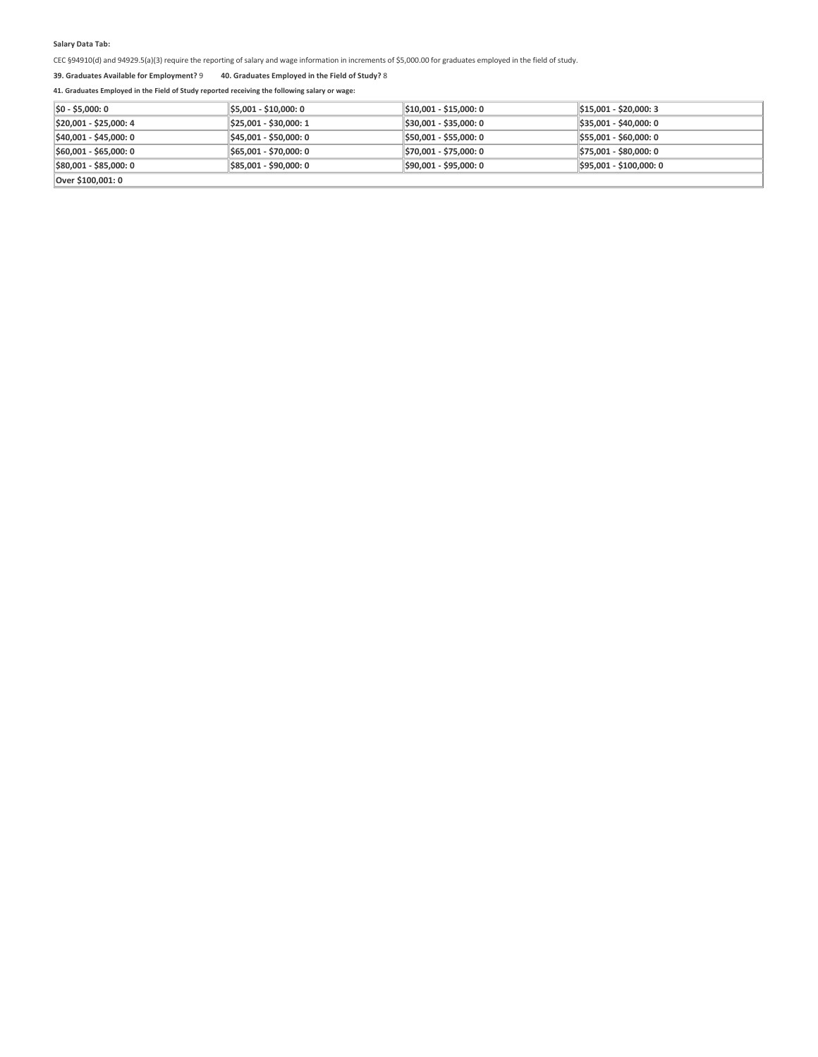**Salary Data Tab:**

CEC §94910(d) and 94929.5(a)(3) require the reporting of salary and wage information in increments of $5,000.00 for graduates employed in the field of study.

**39. Graduates Available for Employment?** 9 **40. Graduates Employed in the Field of Study?** 8

**41. Graduates Employed in the Field of Study reported receiving the following salary or wage:**

| | | | |
|---|---|---|---|
| **$0 - $5,000: 0** | **$5,001 - $10,000: 0** | **$10,001 - $15,000: 0** | **$15,001 - $20,000: 3** |
| **$20,001 - $25,000: 4** | **$25,001 - $30,000: 1** | **$30,001 - $35,000: 0** | **$35,001 - $40,000: 0** |
| **$40,001 - $45,000: 0** | **$45,001 - $50,000: 0** | **$50,001 - $55,000: 0** | **$55,001 - $60,000: 0** |
| **$60,001 - $65,000: 0** | **$65,001 - $70,000: 0** | **$70,001 - $75,000: 0** | **$75,001 - $80,000: 0** |
| **$80,001 - $85,000: 0** | **$85,001 - $90,000: 0** | **$90,001 - $95,000: 0** | **$95,001 - $100,000: 0** |
| **Over $100,001: 0** | | | |